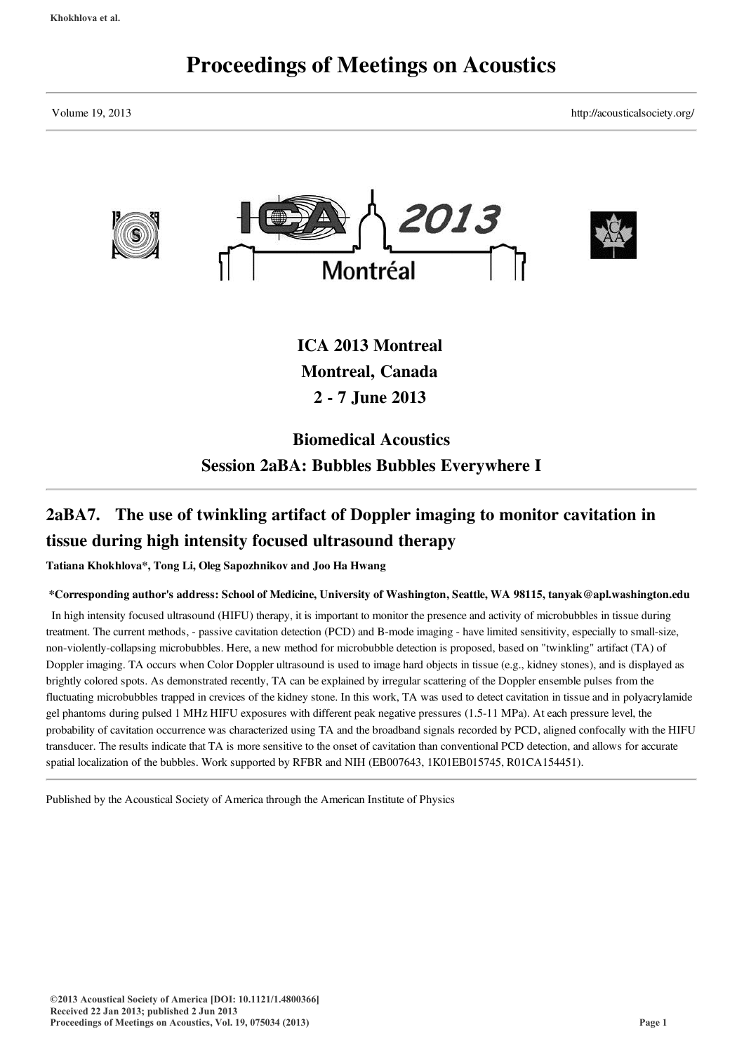# Proceedings of Meetings on Acoustics

Volume 19, 2013 http://acousticalsociety.org/

## ICA 2013 Montreal
## Montreal, Canada
## 2 - 7 June 2013

## Biomedical Acoustics
## Session 2aBA: Bubbles Bubbles Everywhere I

### 2aBA7. The use of twinkling artifact of Doppler imaging to monitor cavitation in tissue during high intensity focused ultrasound therapy

**Tatiana Khokhlova\*, Tong Li, Oleg Sapozhnikov and Joo Ha Hwang**

**\*Corresponding author's address: School of Medicine, University of Washington, Seattle, WA 98115, tanyak@apl.washington.edu**

In high intensity focused ultrasound (HIFU) therapy, it is important to monitor the presence and activity of microbubbles in tissue during treatment. The current methods, - passive cavitation detection (PCD) and B-mode imaging - have limited sensitivity, especially to small-size, non-violently-collapsing microbubbles. Here, a new method for microbubble detection is proposed, based on "twinkling" artifact (TA) of Doppler imaging. TA occurs when Color Doppler ultrasound is used to image hard objects in tissue (e.g., kidney stones), and is displayed as brightly colored spots. As demonstrated recently, TA can be explained by irregular scattering of the Doppler ensemble pulses from the fluctuating microbubbles trapped in crevices of the kidney stone. In this work, TA was used to detect cavitation in tissue and in polyacrylamide gel phantoms during pulsed 1 MHz HIFU exposures with different peak negative pressures (1.5-11 MPa). At each pressure level, the probability of cavitation occurrence was characterized using TA and the broadband signals recorded by PCD, aligned confocally with the HIFU transducer. The results indicate that TA is more sensitive to the onset of cavitation than conventional PCD detection, and allows for accurate spatial localization of the bubbles. Work supported by RFBR and NIH (EB007643, 1K01EB015745, R01CA154451).

Published by the Acoustical Society of America through the American Institute of Physics

©2013 Acoustical Society of America [DOI: 10.1121/1.4800366]
Received 22 Jan 2013; published 2 Jun 2013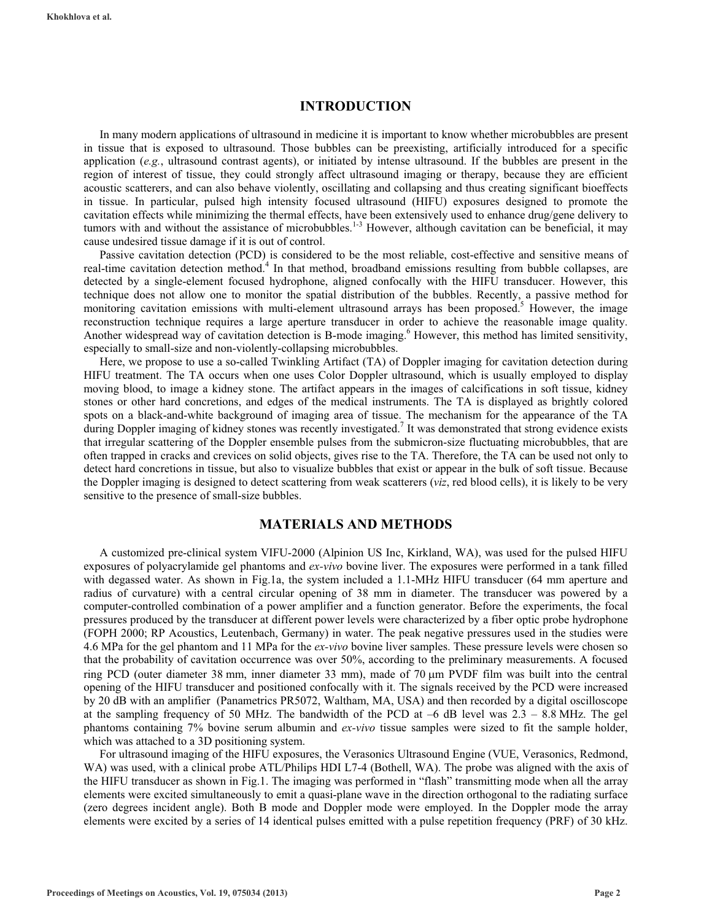## INTRODUCTION

In many modern applications of ultrasound in medicine it is important to know whether microbubbles are present in tissue that is exposed to ultrasound. Those bubbles can be preexisting, artificially introduced for a specific application (*e.g.*, ultrasound contrast agents), or initiated by intense ultrasound. If the bubbles are present in the region of interest of tissue, they could strongly affect ultrasound imaging or therapy, because they are efficient acoustic scatterers, and can also behave violently, oscillating and collapsing and thus creating significant bioeffects in tissue. In particular, pulsed high intensity focused ultrasound (HIFU) exposures designed to promote the cavitation effects while minimizing the thermal effects, have been extensively used to enhance drug/gene delivery to tumors with and without the assistance of microbubbles.[1-3] However, although cavitation can be beneficial, it may cause undesired tissue damage if it is out of control.

Passive cavitation detection (PCD) is considered to be the most reliable, cost-effective and sensitive means of real-time cavitation detection method.[4] In that method, broadband emissions resulting from bubble collapses, are detected by a single-element focused hydrophone, aligned confocally with the HIFU transducer. However, this technique does not allow one to monitor the spatial distribution of the bubbles. Recently, a passive method for monitoring cavitation emissions with multi-element ultrasound arrays has been proposed.[5] However, the image reconstruction technique requires a large aperture transducer in order to achieve the reasonable image quality. Another widespread way of cavitation detection is B-mode imaging.[6] However, this method has limited sensitivity, especially to small-size and non-violently-collapsing microbubbles.

Here, we propose to use a so-called Twinkling Artifact (TA) of Doppler imaging for cavitation detection during HIFU treatment. The TA occurs when one uses Color Doppler ultrasound, which is usually employed to display moving blood, to image a kidney stone. The artifact appears in the images of calcifications in soft tissue, kidney stones or other hard concretions, and edges of the medical instruments. The TA is displayed as brightly colored spots on a black-and-white background of imaging area of tissue. The mechanism for the appearance of the TA during Doppler imaging of kidney stones was recently investigated.[7] It was demonstrated that strong evidence exists that irregular scattering of the Doppler ensemble pulses from the submicron-size fluctuating microbubbles, that are often trapped in cracks and crevices on solid objects, gives rise to the TA. Therefore, the TA can be used not only to detect hard concretions in tissue, but also to visualize bubbles that exist or appear in the bulk of soft tissue. Because the Doppler imaging is designed to detect scattering from weak scatterers (*viz*, red blood cells), it is likely to be very sensitive to the presence of small-size bubbles.

## MATERIALS AND METHODS

A customized pre-clinical system VIFU-2000 (Alpinion US Inc, Kirkland, WA), was used for the pulsed HIFU exposures of polyacrylamide gel phantoms and *ex-vivo* bovine liver. The exposures were performed in a tank filled with degassed water. As shown in Fig.1a, the system included a 1.1-MHz HIFU transducer (64 mm aperture and radius of curvature) with a central circular opening of 38 mm in diameter. The transducer was powered by a computer-controlled combination of a power amplifier and a function generator. Before the experiments, the focal pressures produced by the transducer at different power levels were characterized by a fiber optic probe hydrophone (FOPH 2000; RP Acoustics, Leutenbach, Germany) in water. The peak negative pressures used in the studies were 4.6 MPa for the gel phantom and 11 MPa for the *ex-vivo* bovine liver samples. These pressure levels were chosen so that the probability of cavitation occurrence was over 50%, according to the preliminary measurements. A focused ring PCD (outer diameter 38 mm, inner diameter 33 mm), made of 70 μm PVDF film was built into the central opening of the HIFU transducer and positioned confocally with it. The signals received by the PCD were increased by 20 dB with an amplifier (Panametrics PR5072, Waltham, MA, USA) and then recorded by a digital oscilloscope at the sampling frequency of 50 MHz. The bandwidth of the PCD at –6 dB level was 2.3 – 8.8 MHz. The gel phantoms containing 7% bovine serum albumin and *ex-vivo* tissue samples were sized to fit the sample holder, which was attached to a 3D positioning system.

For ultrasound imaging of the HIFU exposures, the Verasonics Ultrasound Engine (VUE, Verasonics, Redmond, WA) was used, with a clinical probe ATL/Philips HDI L7-4 (Bothell, WA). The probe was aligned with the axis of the HIFU transducer as shown in Fig.1. The imaging was performed in "flash" transmitting mode when all the array elements were excited simultaneously to emit a quasi-plane wave in the direction orthogonal to the radiating surface (zero degrees incident angle). Both B mode and Doppler mode were employed. In the Doppler mode the array elements were excited by a series of 14 identical pulses emitted with a pulse repetition frequency (PRF) of 30 kHz.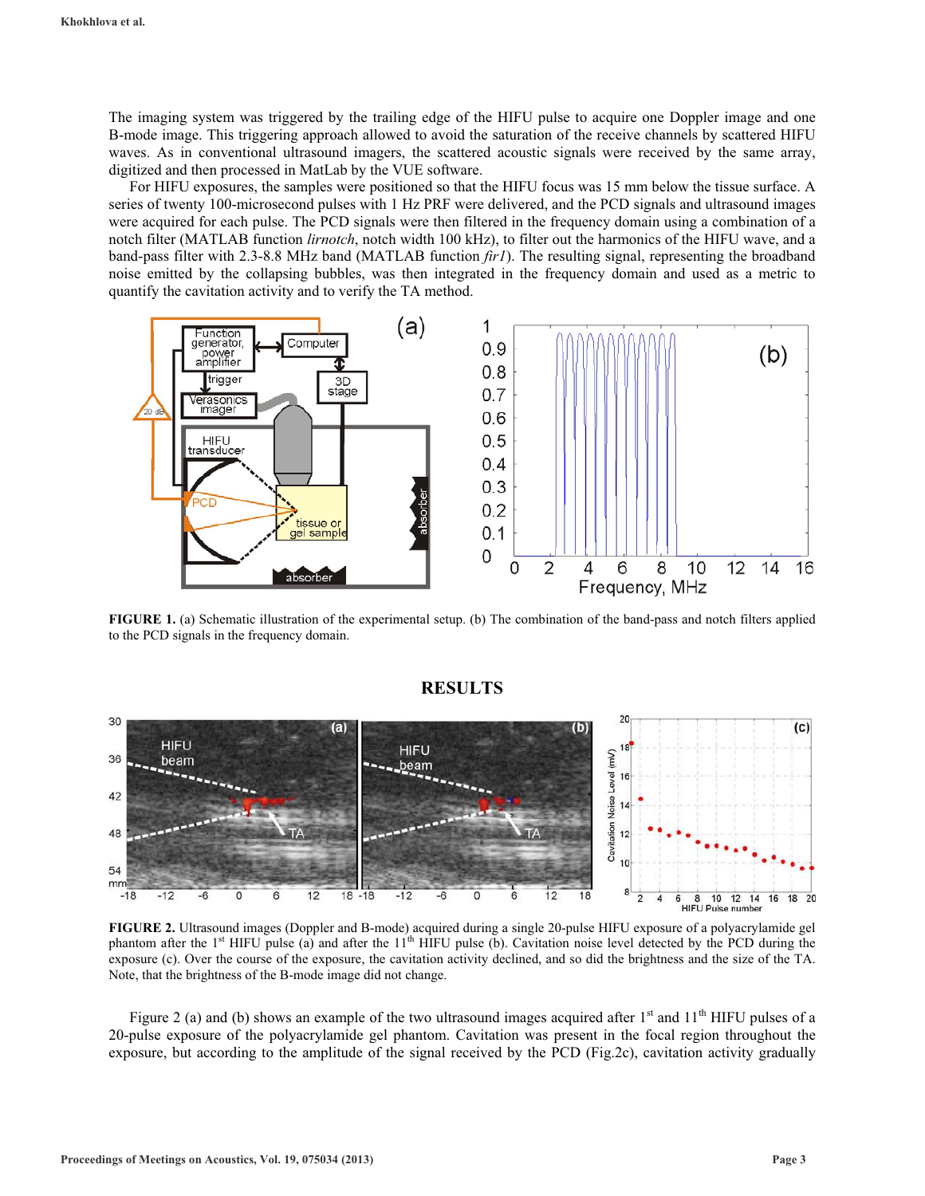The imaging system was triggered by the trailing edge of the HIFU pulse to acquire one Doppler image and one B-mode image. This triggering approach allowed to avoid the saturation of the receive channels by scattered HIFU waves. As in conventional ultrasound imagers, the scattered acoustic signals were received by the same array, digitized and then processed in MatLab by the VUE software.

For HIFU exposures, the samples were positioned so that the HIFU focus was 15 mm below the tissue surface. A series of twenty 100-microsecond pulses with 1 Hz PRF were delivered, and the PCD signals and ultrasound images were acquired for each pulse. The PCD signals were then filtered in the frequency domain using a combination of a notch filter (MATLAB function *lirnotch*, notch width 100 kHz), to filter out the harmonics of the HIFU wave, and a band-pass filter with 2.3-8.8 MHz band (MATLAB function *fir1*). The resulting signal, representing the broadband noise emitted by the collapsing bubbles, was then integrated in the frequency domain and used as a metric to quantify the cavitation activity and to verify the TA method.

**FIGURE 1.** (a) Schematic illustration of the experimental setup. (b) The combination of the band-pass and notch filters applied to the PCD signals in the frequency domain.

## RESULTS

**FIGURE 2.** Ultrasound images (Doppler and B-mode) acquired during a single 20-pulse HIFU exposure of a polyacrylamide gel phantom after the 1st HIFU pulse (a) and after the 11th HIFU pulse (b). Cavitation noise level detected by the PCD during the exposure (c). Over the course of the exposure, the cavitation activity declined, and so did the brightness and the size of the TA. Note, that the brightness of the B-mode image did not change.

Figure 2 (a) and (b) shows an example of the two ultrasound images acquired after 1st and 11th HIFU pulses of a 20-pulse exposure of the polyacrylamide gel phantom. Cavitation was present in the focal region throughout the exposure, but according to the amplitude of the signal received by the PCD (Fig.2c), cavitation activity gradually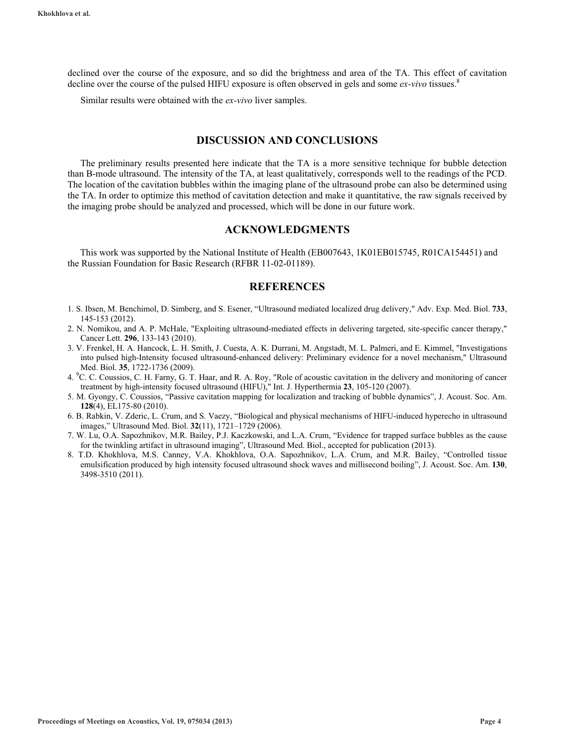declined over the course of the exposure, and so did the brightness and area of the TA. This effect of cavitation decline over the course of the pulsed HIFU exposure is often observed in gels and some *ex-vivo* tissues.[8]

Similar results were obtained with the *ex-vivo* liver samples.

## DISCUSSION AND CONCLUSIONS

The preliminary results presented here indicate that the TA is a more sensitive technique for bubble detection than B-mode ultrasound. The intensity of the TA, at least qualitatively, corresponds well to the readings of the PCD. The location of the cavitation bubbles within the imaging plane of the ultrasound probe can also be determined using the TA. In order to optimize this method of cavitation detection and make it quantitative, the raw signals received by the imaging probe should be analyzed and processed, which will be done in our future work.

## ACKNOWLEDGMENTS

This work was supported by the National Institute of Health (EB007643, 1K01EB015745, R01CA154451) and the Russian Foundation for Basic Research (RFBR 11-02-01189).

## REFERENCES

1. S. Ibsen, M. Benchimol, D. Simberg, and S. Esener, "Ultrasound mediated localized drug delivery," Adv. Exp. Med. Biol. **733**, 145-153 (2012).
2. N. Nomikou, and A. P. McHale, "Exploiting ultrasound-mediated effects in delivering targeted, site-specific cancer therapy," Cancer Lett. **296**, 133-143 (2010).
3. V. Frenkel, H. A. Hancock, L. H. Smith, J. Cuesta, A. K. Durrani, M. Angstadt, M. L. Palmeri, and E. Kimmel, "Investigations into pulsed high-Intensity focused ultrasound-enhanced delivery: Preliminary evidence for a novel mechanism," Ultrasound Med. Biol. **35**, 1722-1736 (2009).
4. [9]C. C. Coussios, C. H. Farny, G. T. Haar, and R. A. Roy, "Role of acoustic cavitation in the delivery and monitoring of cancer treatment by high-intensity focused ultrasound (HIFU)," Int. J. Hyperthermia **23**, 105-120 (2007).
5. M. Gyongy, C. Coussios, "Passive cavitation mapping for localization and tracking of bubble dynamics", J. Acoust. Soc. Am. **128**(4), EL175-80 (2010).
6. B. Rabkin, V. Zderic, L. Crum, and S. Vaezy, "Biological and physical mechanisms of HIFU-induced hyperecho in ultrasound images," Ultrasound Med. Biol. **32**(11), 1721–1729 (2006).
7. W. Lu, O.A. Sapozhnikov, M.R. Bailey, P.J. Kaczkowski, and L.A. Crum, "Evidence for trapped surface bubbles as the cause for the twinkling artifact in ultrasound imaging", Ultrasound Med. Biol., accepted for publication (2013).
8. T.D. Khokhlova, M.S. Canney, V.A. Khokhlova, O.A. Sapozhnikov, L.A. Crum, and M.R. Bailey, "Controlled tissue emulsification produced by high intensity focused ultrasound shock waves and millisecond boiling", J. Acoust. Soc. Am. **130**, 3498-3510 (2011).